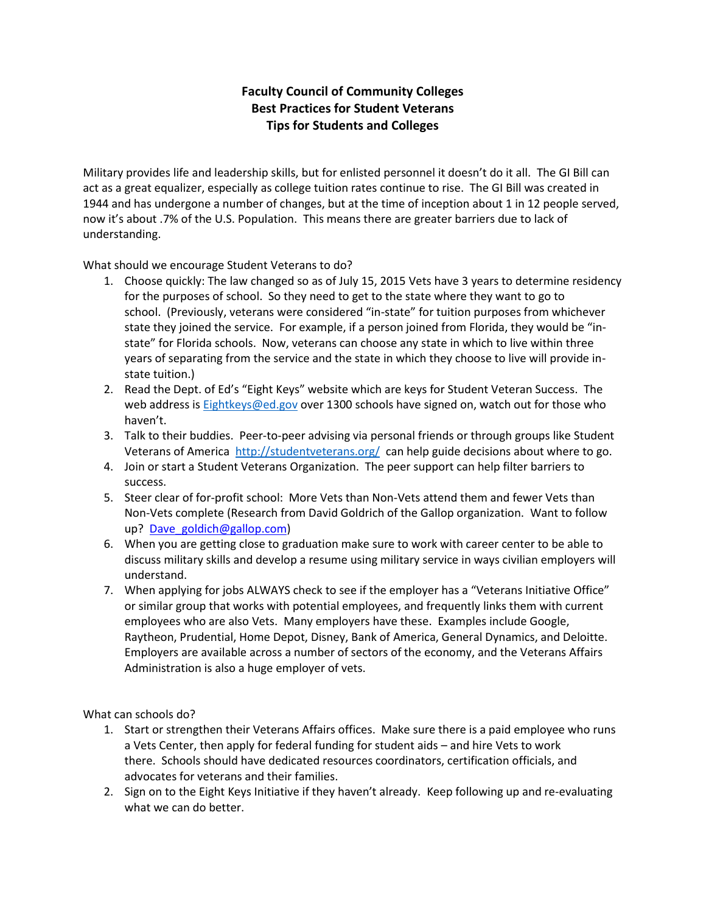# Faculty Council of Community Colleges
## Best Practices for Student Veterans
## Tips for Students and Colleges

Military provides life and leadership skills, but for enlisted personnel it doesn't do it all. The GI Bill can act as a great equalizer, especially as college tuition rates continue to rise. The GI Bill was created in 1944 and has undergone a number of changes, but at the time of inception about 1 in 12 people served, now it's about .7% of the U.S. Population. This means there are greater barriers due to lack of understanding.

What should we encourage Student Veterans to do?

1. Choose quickly: The law changed so as of July 15, 2015 Vets have 3 years to determine residency for the purposes of school. So they need to get to the state where they want to go to school. (Previously, veterans were considered "in-state" for tuition purposes from whichever state they joined the service. For example, if a person joined from Florida, they would be "in-state" for Florida schools. Now, veterans can choose any state in which to live within three years of separating from the service and the state in which they choose to live will provide in-state tuition.)
2. Read the Dept. of Ed's "Eight Keys" website which are keys for Student Veteran Success. The web address is Eightkeys@ed.gov over 1300 schools have signed on, watch out for those who haven't.
3. Talk to their buddies. Peer-to-peer advising via personal friends or through groups like Student Veterans of America http://studentveterans.org/ can help guide decisions about where to go.
4. Join or start a Student Veterans Organization. The peer support can help filter barriers to success.
5. Steer clear of for-profit school: More Vets than Non-Vets attend them and fewer Vets than Non-Vets complete (Research from David Goldrich of the Gallop organization. Want to follow up? Dave_goldich@gallop.com)
6. When you are getting close to graduation make sure to work with career center to be able to discuss military skills and develop a resume using military service in ways civilian employers will understand.
7. When applying for jobs ALWAYS check to see if the employer has a "Veterans Initiative Office" or similar group that works with potential employees, and frequently links them with current employees who are also Vets. Many employers have these. Examples include Google, Raytheon, Prudential, Home Depot, Disney, Bank of America, General Dynamics, and Deloitte. Employers are available across a number of sectors of the economy, and the Veterans Affairs Administration is also a huge employer of vets.

What can schools do?

1. Start or strengthen their Veterans Affairs offices. Make sure there is a paid employee who runs a Vets Center, then apply for federal funding for student aids – and hire Vets to work there. Schools should have dedicated resources coordinators, certification officials, and advocates for veterans and their families.
2. Sign on to the Eight Keys Initiative if they haven't already. Keep following up and re-evaluating what we can do better.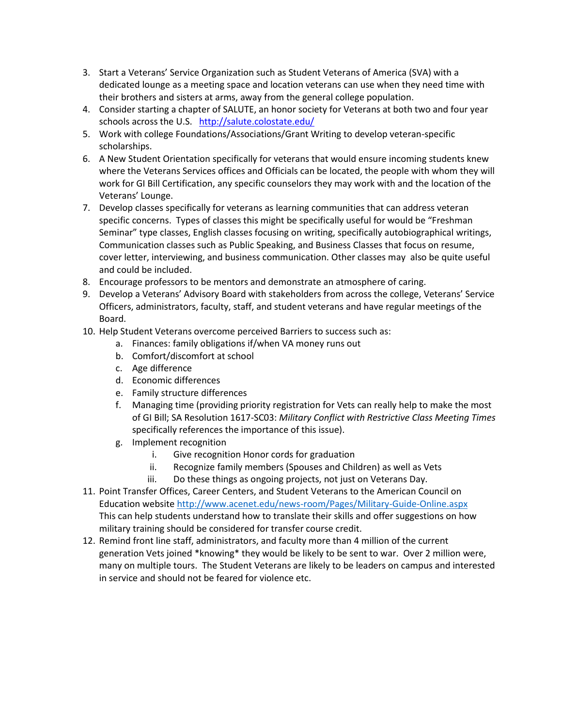3. Start a Veterans' Service Organization such as Student Veterans of America (SVA) with a dedicated lounge as a meeting space and location veterans can use when they need time with their brothers and sisters at arms, away from the general college population.
4. Consider starting a chapter of SALUTE, an honor society for Veterans at both two and four year schools across the U.S. http://salute.colostate.edu/
5. Work with college Foundations/Associations/Grant Writing to develop veteran-specific scholarships.
6. A New Student Orientation specifically for veterans that would ensure incoming students knew where the Veterans Services offices and Officials can be located, the people with whom they will work for GI Bill Certification, any specific counselors they may work with and the location of the Veterans' Lounge.
7. Develop classes specifically for veterans as learning communities that can address veteran specific concerns. Types of classes this might be specifically useful for would be "Freshman Seminar" type classes, English classes focusing on writing, specifically autobiographical writings, Communication classes such as Public Speaking, and Business Classes that focus on resume, cover letter, interviewing, and business communication. Other classes may also be quite useful and could be included.
8. Encourage professors to be mentors and demonstrate an atmosphere of caring.
9. Develop a Veterans' Advisory Board with stakeholders from across the college, Veterans' Service Officers, administrators, faculty, staff, and student veterans and have regular meetings of the Board.
10. Help Student Veterans overcome perceived Barriers to success such as:
    a. Finances: family obligations if/when VA money runs out
    b. Comfort/discomfort at school
    c. Age difference
    d. Economic differences
    e. Family structure differences
    f. Managing time (providing priority registration for Vets can really help to make the most of GI Bill; SA Resolution 1617-SC03: *Military Conflict with Restrictive Class Meeting Times* specifically references the importance of this issue).
    g. Implement recognition
        i. Give recognition Honor cords for graduation
        ii. Recognize family members (Spouses and Children) as well as Vets
        iii. Do these things as ongoing projects, not just on Veterans Day.
11. Point Transfer Offices, Career Centers, and Student Veterans to the American Council on Education website http://www.acenet.edu/news-room/Pages/Military-Guide-Online.aspx This can help students understand how to translate their skills and offer suggestions on how military training should be considered for transfer course credit.
12. Remind front line staff, administrators, and faculty more than 4 million of the current generation Vets joined *knowing* they would be likely to be sent to war. Over 2 million were, many on multiple tours. The Student Veterans are likely to be leaders on campus and interested in service and should not be feared for violence etc.